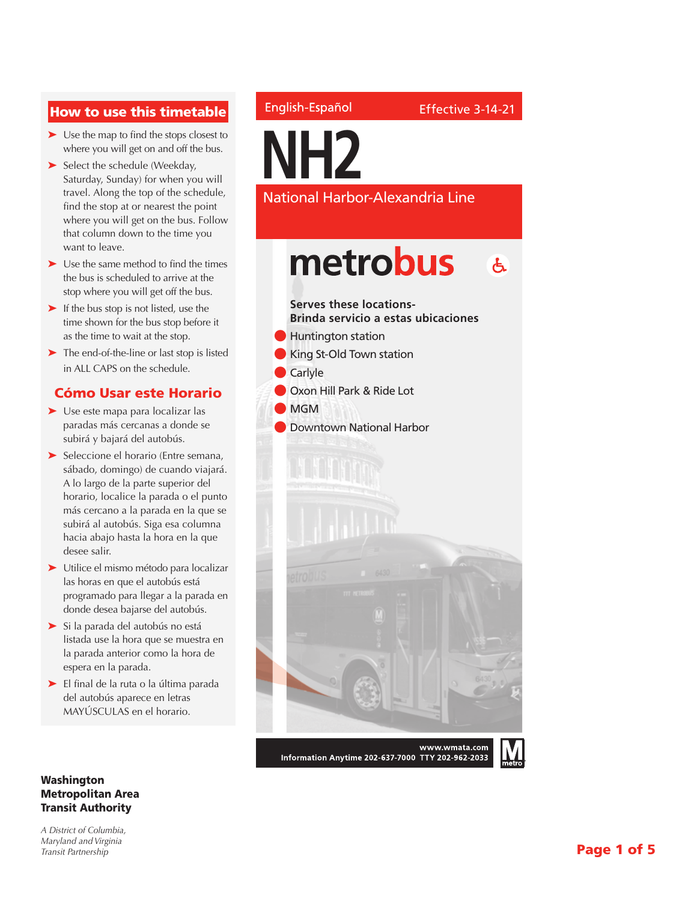## How to use this timetable

- Use the map to find the stops closest to where you will get on and off the bus.
- Select the schedule (Weekday, Saturday, Sunday) for when you will travel. Along the top of the schedule, find the stop at or nearest the point where you will get on the bus. Follow that column down to the time you want to leave.
- Use the same method to find the times the bus is scheduled to arrive at the stop where you will get off the bus.
- If the bus stop is not listed, use the time shown for the bus stop before it as the time to wait at the stop.
- The end-of-the-line or last stop is listed in ALL CAPS on the schedule.

## Cómo Usar este Horario

- Use este mapa para localizar las paradas más cercanas a donde se subirá y bajará del autobús.
- Seleccione el horario (Entre semana, sábado, domingo) de cuando viajará. A lo largo de la parte superior del horario, localice la parada o el punto más cercano a la parada en la que se subirá al autobús. Siga esa columna hacia abajo hasta la hora en la que desee salir.
- Utilice el mismo método para localizar las horas en que el autobús está programado para llegar a la parada en donde desea bajarse del autobús.
- Si la parada del autobús no está listada use la hora que se muestra en la parada anterior como la hora de espera en la parada.
- El final de la ruta o la última parada del autobús aparece en letras MAYÚSCULAS en el horario.

English-Español

Effective 3-14-21

# NH2

## National Harbor-Alexandria Line

**metrobus**

**Serves these locations-**
**Brinda servicio a estas ubicaciones**

- Huntington station
- King St-Old Town station
- Carlyle
- Oxon Hill Park & Ride Lot
- MGM
- Downtown National Harbor

**www.wmata.com**
**Information Anytime 202-637-7000 TTY 202-962-2033**

**Washington Metropolitan Area Transit Authority**

*A District of Columbia, Maryland and Virginia Transit Partnership*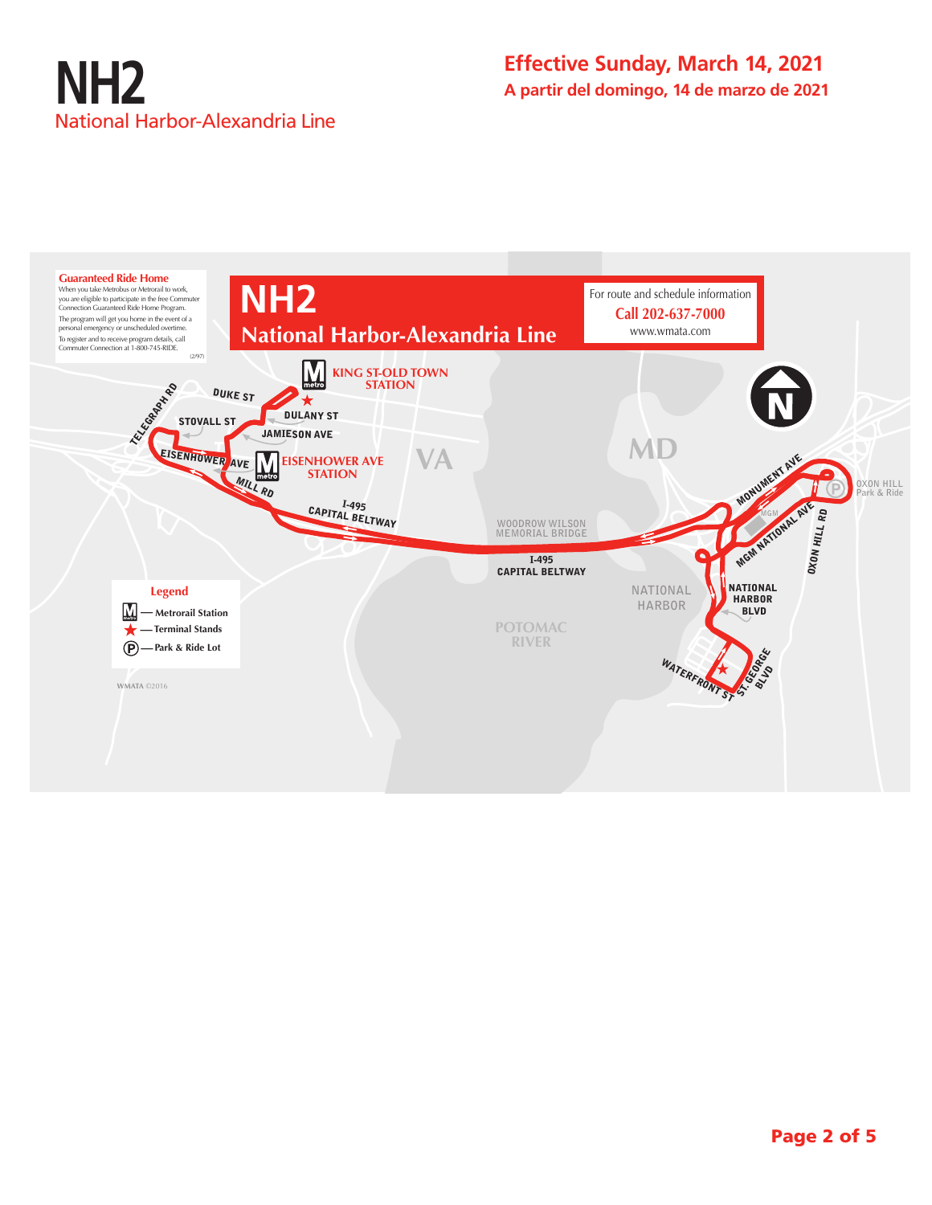# NH2

National Harbor-Alexandria Line

**Effective Sunday, March 14, 2021**

**A partir del domingo, 14 de marzo de 2021**

**Guaranteed Ride Home**

When you take Metrobus or Metrorail to work, you are eligible to participate in the free Commuter Connection Guaranteed Ride Home Program.

The program will get you home in the event of a personal emergency or unscheduled overtime.

To register and to receive program details, call Commuter Connection at 1-800-745-RIDE.

(2/97)

## NH2

## National Harbor-Alexandria Line

For route and schedule information

**Call 202-637-7000**

www.wmata.com

KING ST-OLD TOWN STATION

DUKE ST

TELEGRAPH RD

STOVALL ST

DULANY ST

JAMIESON AVE

EISENHOWER AVE

EISENHOWER AVE STATION

MILL RD

I-495 CAPITAL BELTWAY

VA

MD

WOODROW WILSON MEMORIAL BRIDGE

I-495 CAPITAL BELTWAY

MONUMENT AVE

OXON HILL Park & Ride

MGM

MGM NATIONAL AVE

OXON HILL RD

NATIONAL HARBOR

NATIONAL HARBOR BLVD

POTOMAC RIVER

WATERFRONT ST

ST. GEORGE BLVD

**Legend**

- Metrorail Station
- Terminal Stands
- Park & Ride Lot

WMATA ©2016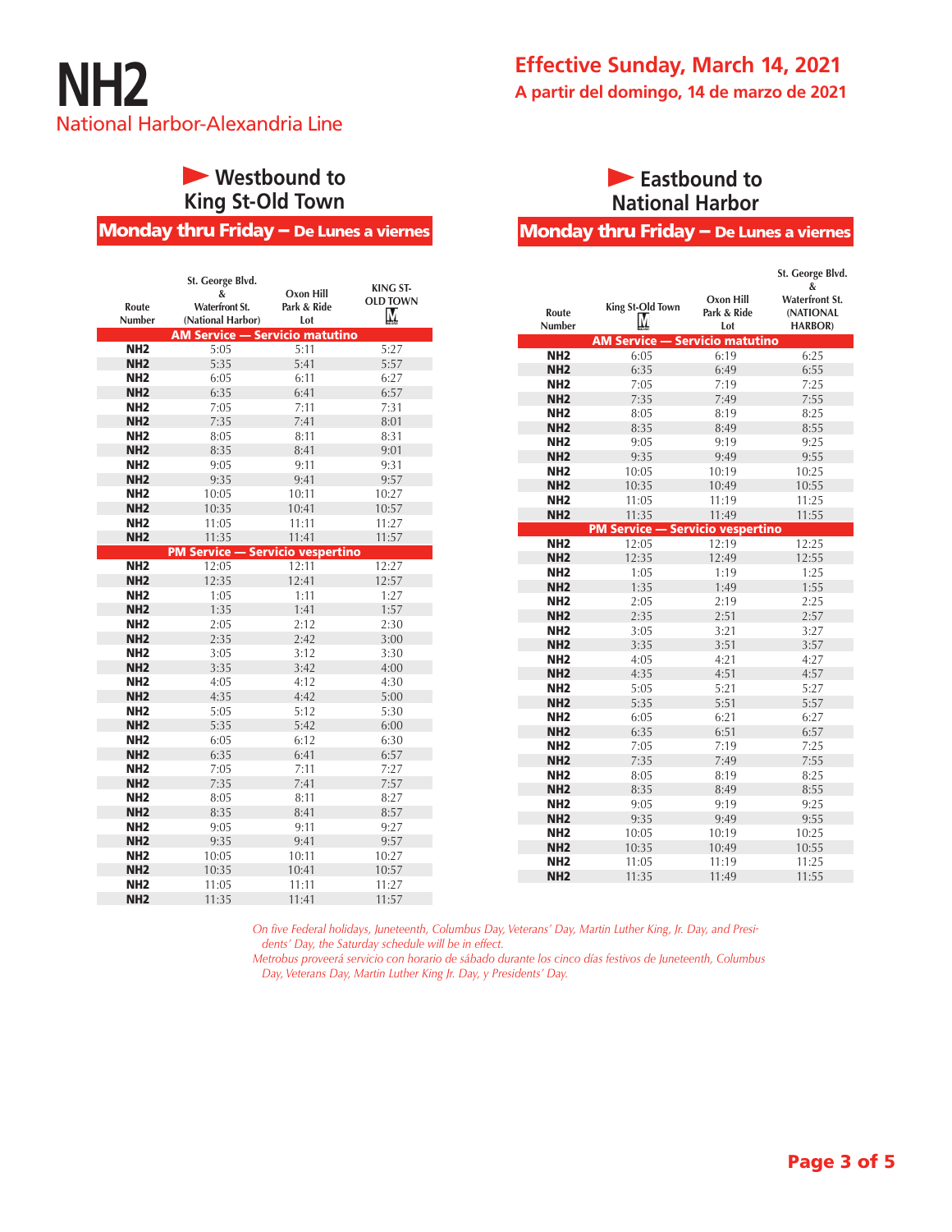# NH2

National Harbor-Alexandria Line

**Effective Sunday, March 14, 2021**

**A partir del domingo, 14 de marzo de 2021**

## Westbound to King St-Old Town

### Monday thru Friday – De Lunes a viernes

| Route Number | St. George Blvd. & Waterfront St. (National Harbor) | Oxon Hill Park & Ride Lot | KING ST-OLD TOWN |
|---|---|---|---|
| **AM Service — Servicio matutino** | | | |
| NH2 | 5:05 | 5:11 | 5:27 |
| NH2 | 5:35 | 5:41 | 5:57 |
| NH2 | 6:05 | 6:11 | 6:27 |
| NH2 | 6:35 | 6:41 | 6:57 |
| NH2 | 7:05 | 7:11 | 7:31 |
| NH2 | 7:35 | 7:41 | 8:01 |
| NH2 | 8:05 | 8:11 | 8:31 |
| NH2 | 8:35 | 8:41 | 9:01 |
| NH2 | 9:05 | 9:11 | 9:31 |
| NH2 | 9:35 | 9:41 | 9:57 |
| NH2 | 10:05 | 10:11 | 10:27 |
| NH2 | 10:35 | 10:41 | 10:57 |
| NH2 | 11:05 | 11:11 | 11:27 |
| NH2 | 11:35 | 11:41 | 11:57 |
| **PM Service — Servicio vespertino** | | | |
| NH2 | 12:05 | 12:11 | 12:27 |
| NH2 | 12:35 | 12:41 | 12:57 |
| NH2 | 1:05 | 1:11 | 1:27 |
| NH2 | 1:35 | 1:41 | 1:57 |
| NH2 | 2:05 | 2:12 | 2:30 |
| NH2 | 2:35 | 2:42 | 3:00 |
| NH2 | 3:05 | 3:12 | 3:30 |
| NH2 | 3:35 | 3:42 | 4:00 |
| NH2 | 4:05 | 4:12 | 4:30 |
| NH2 | 4:35 | 4:42 | 5:00 |
| NH2 | 5:05 | 5:12 | 5:30 |
| NH2 | 5:35 | 5:42 | 6:00 |
| NH2 | 6:05 | 6:12 | 6:30 |
| NH2 | 6:35 | 6:41 | 6:57 |
| NH2 | 7:05 | 7:11 | 7:27 |
| NH2 | 7:35 | 7:41 | 7:57 |
| NH2 | 8:05 | 8:11 | 8:27 |
| NH2 | 8:35 | 8:41 | 8:57 |
| NH2 | 9:05 | 9:11 | 9:27 |
| NH2 | 9:35 | 9:41 | 9:57 |
| NH2 | 10:05 | 10:11 | 10:27 |
| NH2 | 10:35 | 10:41 | 10:57 |
| NH2 | 11:05 | 11:11 | 11:27 |
| NH2 | 11:35 | 11:41 | 11:57 |

## Eastbound to National Harbor

### Monday thru Friday – De Lunes a viernes

| Route Number | King St-Old Town | Oxon Hill Park & Ride Lot | St. George Blvd. & Waterfront St. (NATIONAL HARBOR) |
|---|---|---|---|
| **AM Service — Servicio matutino** | | | |
| NH2 | 6:05 | 6:19 | 6:25 |
| NH2 | 6:35 | 6:49 | 6:55 |
| NH2 | 7:05 | 7:19 | 7:25 |
| NH2 | 7:35 | 7:49 | 7:55 |
| NH2 | 8:05 | 8:19 | 8:25 |
| NH2 | 8:35 | 8:49 | 8:55 |
| NH2 | 9:05 | 9:19 | 9:25 |
| NH2 | 9:35 | 9:49 | 9:55 |
| NH2 | 10:05 | 10:19 | 10:25 |
| NH2 | 10:35 | 10:49 | 10:55 |
| NH2 | 11:05 | 11:19 | 11:25 |
| NH2 | 11:35 | 11:49 | 11:55 |
| **PM Service — Servicio vespertino** | | | |
| NH2 | 12:05 | 12:19 | 12:25 |
| NH2 | 12:35 | 12:49 | 12:55 |
| NH2 | 1:05 | 1:19 | 1:25 |
| NH2 | 1:35 | 1:49 | 1:55 |
| NH2 | 2:05 | 2:19 | 2:25 |
| NH2 | 2:35 | 2:51 | 2:57 |
| NH2 | 3:05 | 3:21 | 3:27 |
| NH2 | 3:35 | 3:51 | 3:57 |
| NH2 | 4:05 | 4:21 | 4:27 |
| NH2 | 4:35 | 4:51 | 4:57 |
| NH2 | 5:05 | 5:21 | 5:27 |
| NH2 | 5:35 | 5:51 | 5:57 |
| NH2 | 6:05 | 6:21 | 6:27 |
| NH2 | 6:35 | 6:51 | 6:57 |
| NH2 | 7:05 | 7:19 | 7:25 |
| NH2 | 7:35 | 7:49 | 7:55 |
| NH2 | 8:05 | 8:19 | 8:25 |
| NH2 | 8:35 | 8:49 | 8:55 |
| NH2 | 9:05 | 9:19 | 9:25 |
| NH2 | 9:35 | 9:49 | 9:55 |
| NH2 | 10:05 | 10:19 | 10:25 |
| NH2 | 10:35 | 10:49 | 10:55 |
| NH2 | 11:05 | 11:19 | 11:25 |
| NH2 | 11:35 | 11:49 | 11:55 |

*On five Federal holidays, Juneteenth, Columbus Day, Veterans' Day, Martin Luther King, Jr. Day, and Presidents' Day, the Saturday schedule will be in effect.*

*Metrobus proveerá servicio con horario de sábado durante los cinco días festivos de Juneteenth, Columbus Day, Veterans Day, Martin Luther King Jr. Day, y Presidents' Day.*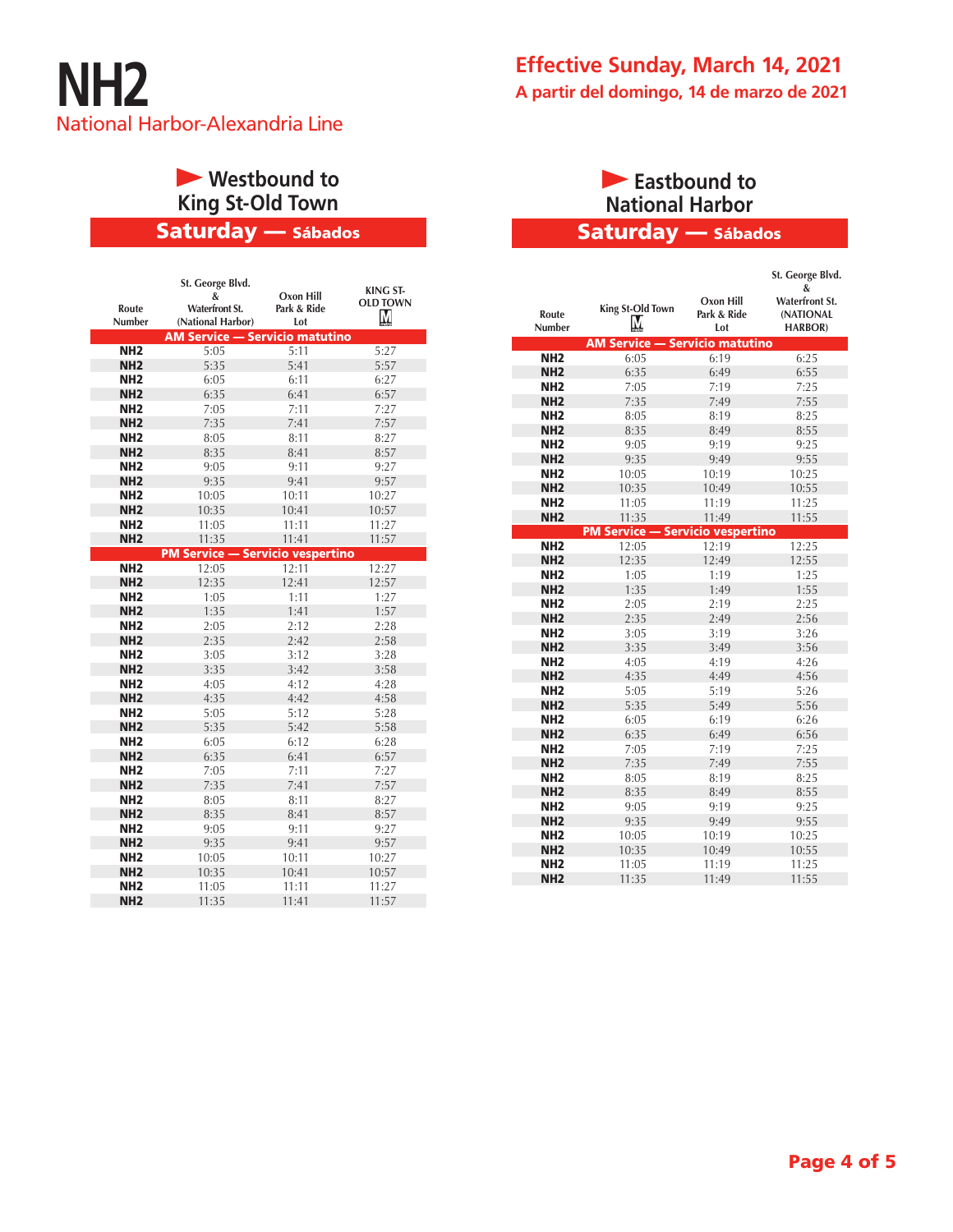# NH2

National Harbor-Alexandria Line

**Effective Sunday, March 14, 2021**

**A partir del domingo, 14 de marzo de 2021**

## Westbound to King St-Old Town

### Saturday — Sábados

| Route Number | St. George Blvd. & Waterfront St. (National Harbor) | Oxon Hill Park & Ride Lot | KING ST-OLD TOWN |
|---|---|---|---|
| **AM Service — Servicio matutino** | | | |
| NH2 | 5:05 | 5:11 | 5:27 |
| NH2 | 5:35 | 5:41 | 5:57 |
| NH2 | 6:05 | 6:11 | 6:27 |
| NH2 | 6:35 | 6:41 | 6:57 |
| NH2 | 7:05 | 7:11 | 7:27 |
| NH2 | 7:35 | 7:41 | 7:57 |
| NH2 | 8:05 | 8:11 | 8:27 |
| NH2 | 8:35 | 8:41 | 8:57 |
| NH2 | 9:05 | 9:11 | 9:27 |
| NH2 | 9:35 | 9:41 | 9:57 |
| NH2 | 10:05 | 10:11 | 10:27 |
| NH2 | 10:35 | 10:41 | 10:57 |
| NH2 | 11:05 | 11:11 | 11:27 |
| NH2 | 11:35 | 11:41 | 11:57 |
| **PM Service — Servicio vespertino** | | | |
| NH2 | 12:05 | 12:11 | 12:27 |
| NH2 | 12:35 | 12:41 | 12:57 |
| NH2 | 1:05 | 1:11 | 1:27 |
| NH2 | 1:35 | 1:41 | 1:57 |
| NH2 | 2:05 | 2:12 | 2:28 |
| NH2 | 2:35 | 2:42 | 2:58 |
| NH2 | 3:05 | 3:12 | 3:28 |
| NH2 | 3:35 | 3:42 | 3:58 |
| NH2 | 4:05 | 4:12 | 4:28 |
| NH2 | 4:35 | 4:42 | 4:58 |
| NH2 | 5:05 | 5:12 | 5:28 |
| NH2 | 5:35 | 5:42 | 5:58 |
| NH2 | 6:05 | 6:12 | 6:28 |
| NH2 | 6:35 | 6:41 | 6:57 |
| NH2 | 7:05 | 7:11 | 7:27 |
| NH2 | 7:35 | 7:41 | 7:57 |
| NH2 | 8:05 | 8:11 | 8:27 |
| NH2 | 8:35 | 8:41 | 8:57 |
| NH2 | 9:05 | 9:11 | 9:27 |
| NH2 | 9:35 | 9:41 | 9:57 |
| NH2 | 10:05 | 10:11 | 10:27 |
| NH2 | 10:35 | 10:41 | 10:57 |
| NH2 | 11:05 | 11:11 | 11:27 |
| NH2 | 11:35 | 11:41 | 11:57 |

## Eastbound to National Harbor

### Saturday — Sábados

| Route Number | King St-Old Town | Oxon Hill Park & Ride Lot | St. George Blvd. & Waterfront St. (NATIONAL HARBOR) |
|---|---|---|---|
| **AM Service — Servicio matutino** | | | |
| NH2 | 6:05 | 6:19 | 6:25 |
| NH2 | 6:35 | 6:49 | 6:55 |
| NH2 | 7:05 | 7:19 | 7:25 |
| NH2 | 7:35 | 7:49 | 7:55 |
| NH2 | 8:05 | 8:19 | 8:25 |
| NH2 | 8:35 | 8:49 | 8:55 |
| NH2 | 9:05 | 9:19 | 9:25 |
| NH2 | 9:35 | 9:49 | 9:55 |
| NH2 | 10:05 | 10:19 | 10:25 |
| NH2 | 10:35 | 10:49 | 10:55 |
| NH2 | 11:05 | 11:19 | 11:25 |
| NH2 | 11:35 | 11:49 | 11:55 |
| **PM Service — Servicio vespertino** | | | |
| NH2 | 12:05 | 12:19 | 12:25 |
| NH2 | 12:35 | 12:49 | 12:55 |
| NH2 | 1:05 | 1:19 | 1:25 |
| NH2 | 1:35 | 1:49 | 1:55 |
| NH2 | 2:05 | 2:19 | 2:25 |
| NH2 | 2:35 | 2:49 | 2:56 |
| NH2 | 3:05 | 3:19 | 3:26 |
| NH2 | 3:35 | 3:49 | 3:56 |
| NH2 | 4:05 | 4:19 | 4:26 |
| NH2 | 4:35 | 4:49 | 4:56 |
| NH2 | 5:05 | 5:19 | 5:26 |
| NH2 | 5:35 | 5:49 | 5:56 |
| NH2 | 6:05 | 6:19 | 6:26 |
| NH2 | 6:35 | 6:49 | 6:56 |
| NH2 | 7:05 | 7:19 | 7:25 |
| NH2 | 7:35 | 7:49 | 7:55 |
| NH2 | 8:05 | 8:19 | 8:25 |
| NH2 | 8:35 | 8:49 | 8:55 |
| NH2 | 9:05 | 9:19 | 9:25 |
| NH2 | 9:35 | 9:49 | 9:55 |
| NH2 | 10:05 | 10:19 | 10:25 |
| NH2 | 10:35 | 10:49 | 10:55 |
| NH2 | 11:05 | 11:19 | 11:25 |
| NH2 | 11:35 | 11:49 | 11:55 |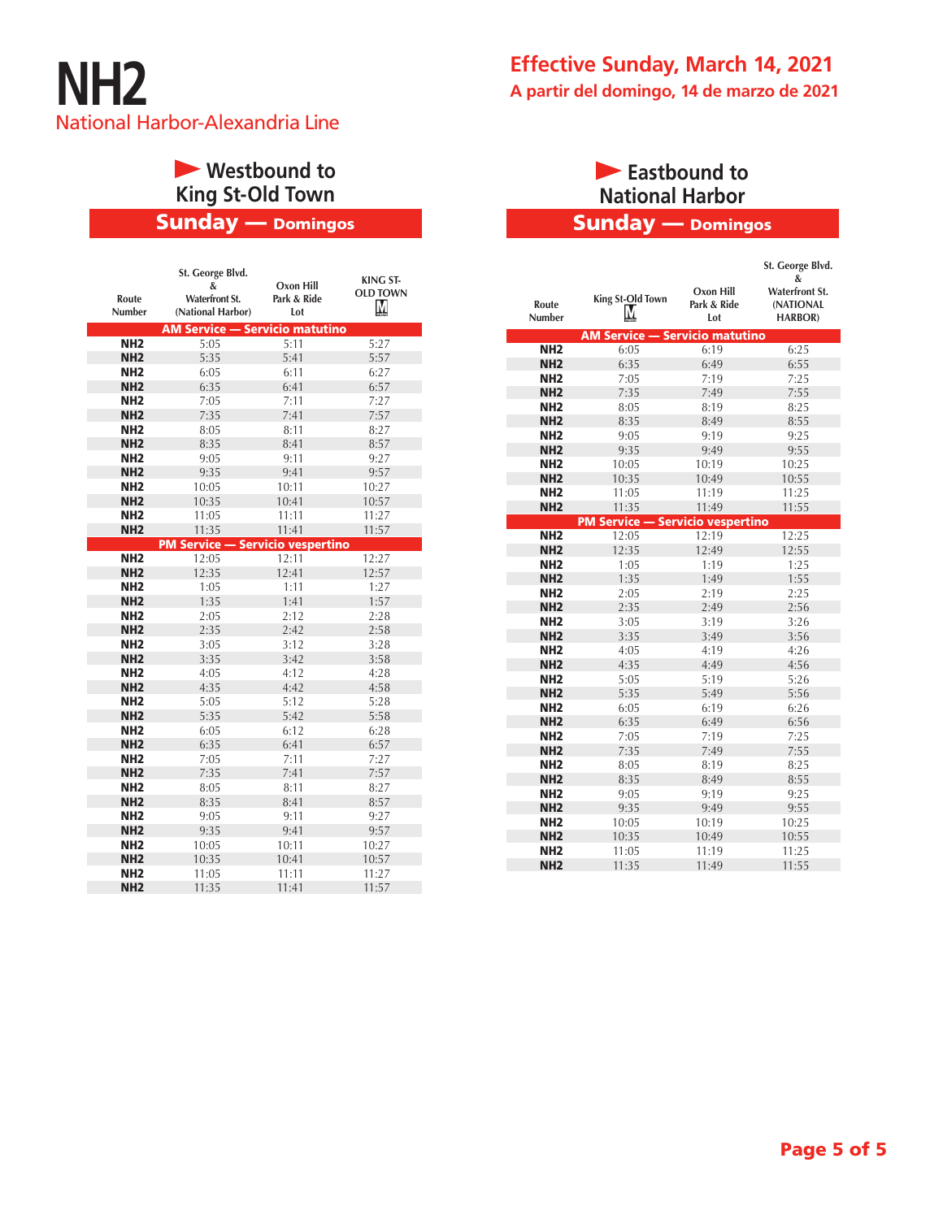# NH2

National Harbor-Alexandria Line

**Effective Sunday, March 14, 2021**

**A partir del domingo, 14 de marzo de 2021**

## Westbound to King St-Old Town

### Sunday — Domingos

| Route Number | St. George Blvd. & Waterfront St. (National Harbor) | Oxon Hill Park & Ride Lot | KING ST-OLD TOWN |
|---|---|---|---|
| **AM Service — Servicio matutino** | | | |
| NH2 | 5:05 | 5:11 | 5:27 |
| NH2 | 5:35 | 5:41 | 5:57 |
| NH2 | 6:05 | 6:11 | 6:27 |
| NH2 | 6:35 | 6:41 | 6:57 |
| NH2 | 7:05 | 7:11 | 7:27 |
| NH2 | 7:35 | 7:41 | 7:57 |
| NH2 | 8:05 | 8:11 | 8:27 |
| NH2 | 8:35 | 8:41 | 8:57 |
| NH2 | 9:05 | 9:11 | 9:27 |
| NH2 | 9:35 | 9:41 | 9:57 |
| NH2 | 10:05 | 10:11 | 10:27 |
| NH2 | 10:35 | 10:41 | 10:57 |
| NH2 | 11:05 | 11:11 | 11:27 |
| NH2 | 11:35 | 11:41 | 11:57 |
| **PM Service — Servicio vespertino** | | | |
| NH2 | 12:05 | 12:11 | 12:27 |
| NH2 | 12:35 | 12:41 | 12:57 |
| NH2 | 1:05 | 1:11 | 1:27 |
| NH2 | 1:35 | 1:41 | 1:57 |
| NH2 | 2:05 | 2:12 | 2:28 |
| NH2 | 2:35 | 2:42 | 2:58 |
| NH2 | 3:05 | 3:12 | 3:28 |
| NH2 | 3:35 | 3:42 | 3:58 |
| NH2 | 4:05 | 4:12 | 4:28 |
| NH2 | 4:35 | 4:42 | 4:58 |
| NH2 | 5:05 | 5:12 | 5:28 |
| NH2 | 5:35 | 5:42 | 5:58 |
| NH2 | 6:05 | 6:12 | 6:28 |
| NH2 | 6:35 | 6:41 | 6:57 |
| NH2 | 7:05 | 7:11 | 7:27 |
| NH2 | 7:35 | 7:41 | 7:57 |
| NH2 | 8:05 | 8:11 | 8:27 |
| NH2 | 8:35 | 8:41 | 8:57 |
| NH2 | 9:05 | 9:11 | 9:27 |
| NH2 | 9:35 | 9:41 | 9:57 |
| NH2 | 10:05 | 10:11 | 10:27 |
| NH2 | 10:35 | 10:41 | 10:57 |
| NH2 | 11:05 | 11:11 | 11:27 |
| NH2 | 11:35 | 11:41 | 11:57 |

## Eastbound to National Harbor

### Sunday — Domingos

| Route Number | King St-Old Town | Oxon Hill Park & Ride Lot | St. George Blvd. & Waterfront St. (NATIONAL HARBOR) |
|---|---|---|---|
| **AM Service — Servicio matutino** | | | |
| NH2 | 6:05 | 6:19 | 6:25 |
| NH2 | 6:35 | 6:49 | 6:55 |
| NH2 | 7:05 | 7:19 | 7:25 |
| NH2 | 7:35 | 7:49 | 7:55 |
| NH2 | 8:05 | 8:19 | 8:25 |
| NH2 | 8:35 | 8:49 | 8:55 |
| NH2 | 9:05 | 9:19 | 9:25 |
| NH2 | 9:35 | 9:49 | 9:55 |
| NH2 | 10:05 | 10:19 | 10:25 |
| NH2 | 10:35 | 10:49 | 10:55 |
| NH2 | 11:05 | 11:19 | 11:25 |
| NH2 | 11:35 | 11:49 | 11:55 |
| **PM Service — Servicio vespertino** | | | |
| NH2 | 12:05 | 12:19 | 12:25 |
| NH2 | 12:35 | 12:49 | 12:55 |
| NH2 | 1:05 | 1:19 | 1:25 |
| NH2 | 1:35 | 1:49 | 1:55 |
| NH2 | 2:05 | 2:19 | 2:25 |
| NH2 | 2:35 | 2:49 | 2:56 |
| NH2 | 3:05 | 3:19 | 3:26 |
| NH2 | 3:35 | 3:49 | 3:56 |
| NH2 | 4:05 | 4:19 | 4:26 |
| NH2 | 4:35 | 4:49 | 4:56 |
| NH2 | 5:05 | 5:19 | 5:26 |
| NH2 | 5:35 | 5:49 | 5:56 |
| NH2 | 6:05 | 6:19 | 6:26 |
| NH2 | 6:35 | 6:49 | 6:56 |
| NH2 | 7:05 | 7:19 | 7:25 |
| NH2 | 7:35 | 7:49 | 7:55 |
| NH2 | 8:05 | 8:19 | 8:25 |
| NH2 | 8:35 | 8:49 | 8:55 |
| NH2 | 9:05 | 9:19 | 9:25 |
| NH2 | 9:35 | 9:49 | 9:55 |
| NH2 | 10:05 | 10:19 | 10:25 |
| NH2 | 10:35 | 10:49 | 10:55 |
| NH2 | 11:05 | 11:19 | 11:25 |
| NH2 | 11:35 | 11:49 | 11:55 |